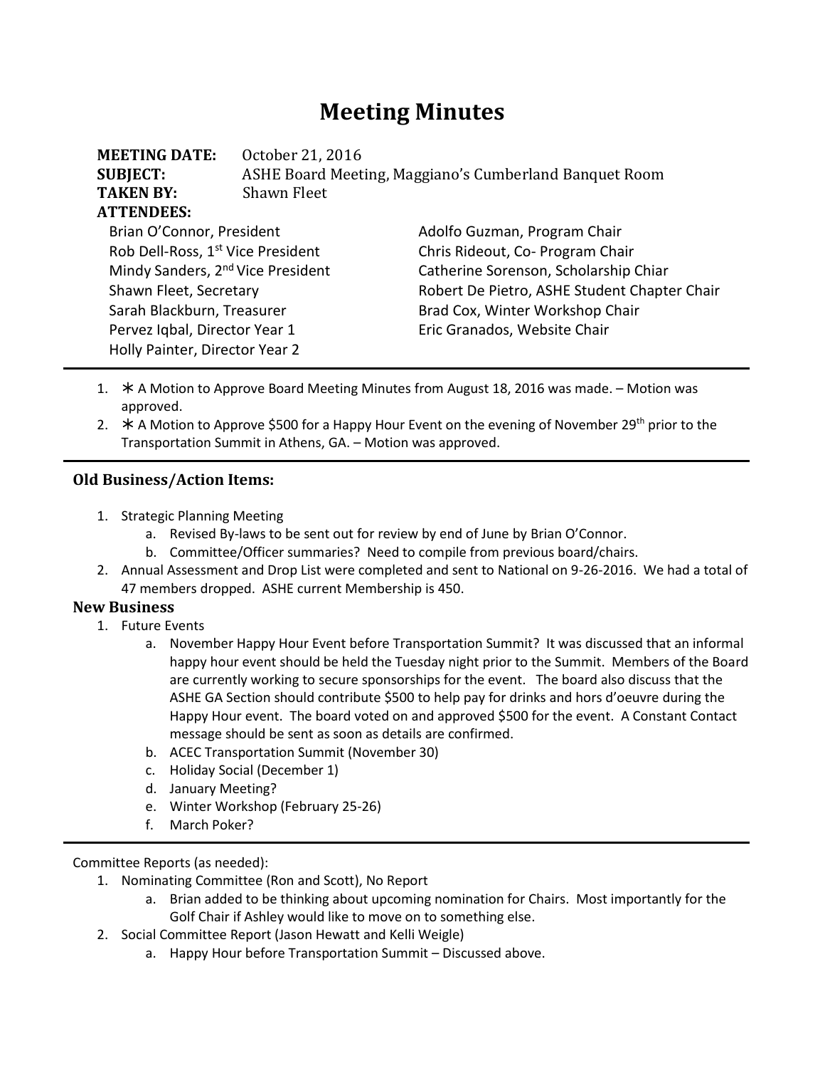# Meeting Minutes

**MEETING DATE:** October 21, 2016
**SUBJECT:** ASHE Board Meeting, Maggiano's Cumberland Banquet Room
**TAKEN BY:** Shawn Fleet
**ATTENDEES:**

Brian O'Connor, President
Rob Dell-Ross, 1st Vice President
Mindy Sanders, 2nd Vice President
Shawn Fleet, Secretary
Sarah Blackburn, Treasurer
Pervez Iqbal, Director Year 1
Holly Painter, Director Year 2
Adolfo Guzman, Program Chair
Chris Rideout, Co- Program Chair
Catherine Sorenson, Scholarship Chiar
Robert De Pietro, ASHE Student Chapter Chair
Brad Cox, Winter Workshop Chair
Eric Granados, Website Chair

---

1. ∗ A Motion to Approve Board Meeting Minutes from August 18, 2016 was made. – Motion was approved.
2. ∗ A Motion to Approve $500 for a Happy Hour Event on the evening of November 29th prior to the Transportation Summit in Athens, GA. – Motion was approved.

---

### Old Business/Action Items:

1. Strategic Planning Meeting
   a. Revised By-laws to be sent out for review by end of June by Brian O'Connor.
   b. Committee/Officer summaries? Need to compile from previous board/chairs.
2. Annual Assessment and Drop List were completed and sent to National on 9-26-2016. We had a total of 47 members dropped. ASHE current Membership is 450.

### New Business

1. Future Events
   a. November Happy Hour Event before Transportation Summit? It was discussed that an informal happy hour event should be held the Tuesday night prior to the Summit. Members of the Board are currently working to secure sponsorships for the event. The board also discuss that the ASHE GA Section should contribute $500 to help pay for drinks and hors d'oeuvre during the Happy Hour event. The board voted on and approved $500 for the event. A Constant Contact message should be sent as soon as details are confirmed.
   b. ACEC Transportation Summit (November 30)
   c. Holiday Social (December 1)
   d. January Meeting?
   e. Winter Workshop (February 25-26)
   f. March Poker?

---

Committee Reports (as needed):

1. Nominating Committee (Ron and Scott), No Report
   a. Brian added to be thinking about upcoming nomination for Chairs. Most importantly for the Golf Chair if Ashley would like to move on to something else.
2. Social Committee Report (Jason Hewatt and Kelli Weigle)
   a. Happy Hour before Transportation Summit – Discussed above.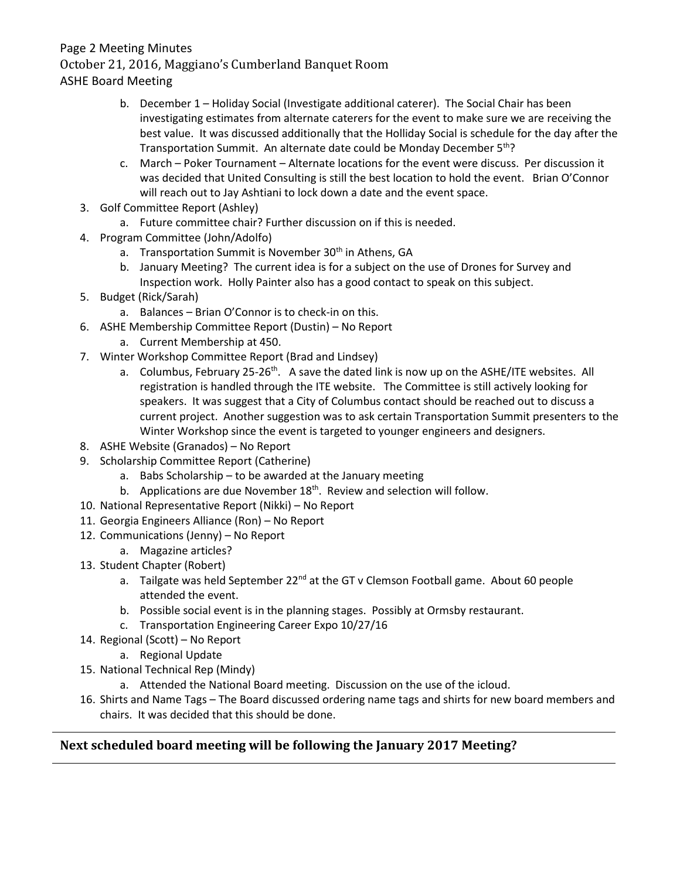b. December 1 – Holiday Social (Investigate additional caterer). The Social Chair has been investigating estimates from alternate caterers for the event to make sure we are receiving the best value. It was discussed additionally that the Holliday Social is schedule for the day after the Transportation Summit. An alternate date could be Monday December 5th?

c. March – Poker Tournament – Alternate locations for the event were discuss. Per discussion it was decided that United Consulting is still the best location to hold the event. Brian O'Connor will reach out to Jay Ashtiani to lock down a date and the event space.

3. Golf Committee Report (Ashley)
   a. Future committee chair? Further discussion on if this is needed.
4. Program Committee (John/Adolfo)
   a. Transportation Summit is November 30th in Athens, GA
   b. January Meeting? The current idea is for a subject on the use of Drones for Survey and Inspection work. Holly Painter also has a good contact to speak on this subject.
5. Budget (Rick/Sarah)
   a. Balances – Brian O'Connor is to check-in on this.
6. ASHE Membership Committee Report (Dustin) – No Report
   a. Current Membership at 450.
7. Winter Workshop Committee Report (Brad and Lindsey)
   a. Columbus, February 25-26th. A save the dated link is now up on the ASHE/ITE websites. All registration is handled through the ITE website. The Committee is still actively looking for speakers. It was suggest that a City of Columbus contact should be reached out to discuss a current project. Another suggestion was to ask certain Transportation Summit presenters to the Winter Workshop since the event is targeted to younger engineers and designers.
8. ASHE Website (Granados) – No Report
9. Scholarship Committee Report (Catherine)
   a. Babs Scholarship – to be awarded at the January meeting
   b. Applications are due November 18th. Review and selection will follow.
10. National Representative Report (Nikki) – No Report
11. Georgia Engineers Alliance (Ron) – No Report
12. Communications (Jenny) – No Report
    a. Magazine articles?
13. Student Chapter (Robert)
    a. Tailgate was held September 22nd at the GT v Clemson Football game. About 60 people attended the event.
    b. Possible social event is in the planning stages. Possibly at Ormsby restaurant.
    c. Transportation Engineering Career Expo 10/27/16
14. Regional (Scott) – No Report
    a. Regional Update
15. National Technical Rep (Mindy)
    a. Attended the National Board meeting. Discussion on the use of the icloud.
16. Shirts and Name Tags – The Board discussed ordering name tags and shirts for new board members and chairs. It was decided that this should be done.

---

**Next scheduled board meeting will be following the January 2017 Meeting?**

---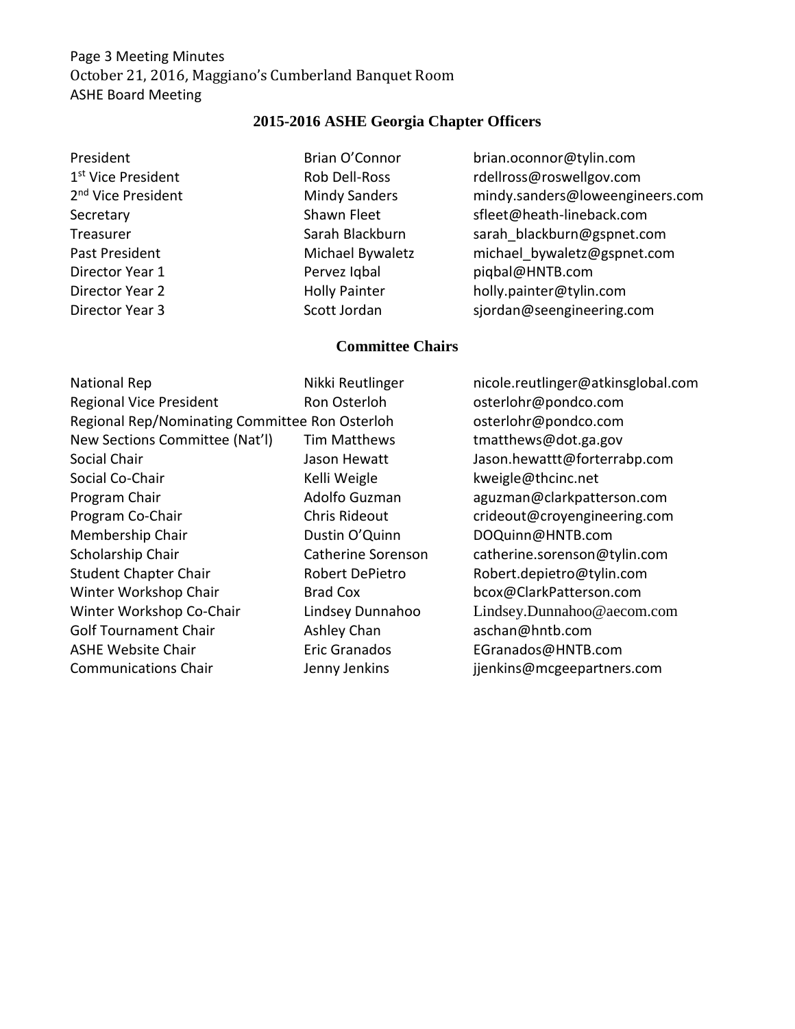## 2015-2016 ASHE Georgia Chapter Officers

| | | |
|---|---|---|
| President | Brian O'Connor | brian.oconnor@tylin.com |
| 1st Vice President | Rob Dell-Ross | rdellross@roswellgov.com |
| 2nd Vice President | Mindy Sanders | mindy.sanders@loweengineers.com |
| Secretary | Shawn Fleet | sfleet@heath-lineback.com |
| Treasurer | Sarah Blackburn | sarah_blackburn@gspnet.com |
| Past President | Michael Bywaletz | michael_bywaletz@gspnet.com |
| Director Year 1 | Pervez Iqbal | piqbal@HNTB.com |
| Director Year 2 | Holly Painter | holly.painter@tylin.com |
| Director Year 3 | Scott Jordan | sjordan@seengineering.com |

## Committee Chairs

| | | |
|---|---|---|
| National Rep | Nikki Reutlinger | nicole.reutlinger@atkinsglobal.com |
| Regional Vice President | Ron Osterloh | osterlohr@pondco.com |
| Regional Rep/Nominating Committee | Ron Osterloh | osterlohr@pondco.com |
| New Sections Committee (Nat'l) | Tim Matthews | tmatthews@dot.ga.gov |
| Social Chair | Jason Hewatt | Jason.hewattt@forterrabp.com |
| Social Co-Chair | Kelli Weigle | kweigle@thcinc.net |
| Program Chair | Adolfo Guzman | aguzman@clarkpatterson.com |
| Program Co-Chair | Chris Rideout | crideout@croyengineering.com |
| Membership Chair | Dustin O'Quinn | DOQuinn@HNTB.com |
| Scholarship Chair | Catherine Sorenson | catherine.sorenson@tylin.com |
| Student Chapter Chair | Robert DePietro | Robert.depietro@tylin.com |
| Winter Workshop Chair | Brad Cox | bcox@ClarkPatterson.com |
| Winter Workshop Co-Chair | Lindsey Dunnahoo | Lindsey.Dunnahoo@aecom.com |
| Golf Tournament Chair | Ashley Chan | aschan@hntb.com |
| ASHE Website Chair | Eric Granados | EGranados@HNTB.com |
| Communications Chair | Jenny Jenkins | jjenkins@mcgeepartners.com |